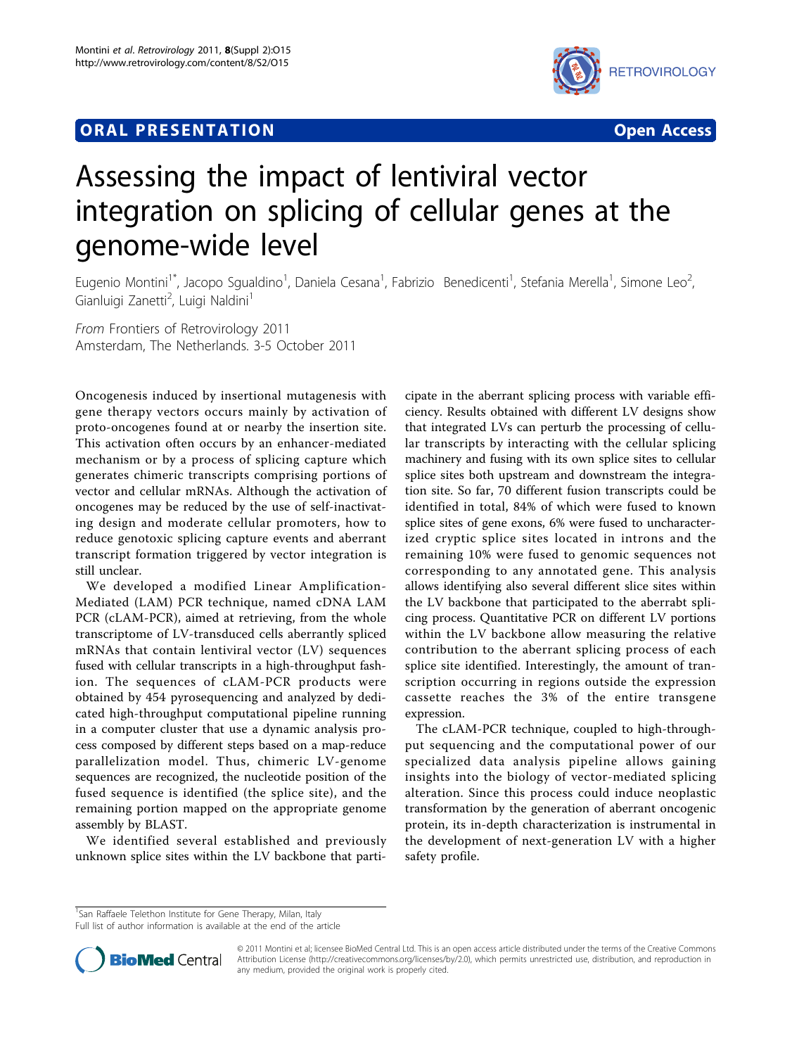ORAL PRESENTATION | Open Access

# Assessing the impact of lentiviral vector integration on splicing of cellular genes at the genome-wide level

Eugenio Montini[1*], Jacopo Sgualdino[1], Daniela Cesana[1], Fabrizio Benedicenti[1], Stefania Merella[1], Simone Leo[2], Gianluigi Zanetti[2], Luigi Naldini[1]

*From* Frontiers of Retrovirology 2011
Amsterdam, The Netherlands. 3-5 October 2011

Oncogenesis induced by insertional mutagenesis with gene therapy vectors occurs mainly by activation of proto-oncogenes found at or nearby the insertion site. This activation often occurs by an enhancer-mediated mechanism or by a process of splicing capture which generates chimeric transcripts comprising portions of vector and cellular mRNAs. Although the activation of oncogenes may be reduced by the use of self-inactivating design and moderate cellular promoters, how to reduce genotoxic splicing capture events and aberrant transcript formation triggered by vector integration is still unclear.

We developed a modified Linear Amplification-Mediated (LAM) PCR technique, named cDNA LAM PCR (cLAM-PCR), aimed at retrieving, from the whole transcriptome of LV-transduced cells aberrantly spliced mRNAs that contain lentiviral vector (LV) sequences fused with cellular transcripts in a high-throughput fashion. The sequences of cLAM-PCR products were obtained by 454 pyrosequencing and analyzed by dedicated high-throughput computational pipeline running in a computer cluster that use a dynamic analysis process composed by different steps based on a map-reduce parallelization model. Thus, chimeric LV-genome sequences are recognized, the nucleotide position of the fused sequence is identified (the splice site), and the remaining portion mapped on the appropriate genome assembly by BLAST.

We identified several established and previously unknown splice sites within the LV backbone that participate in the aberrant splicing process with variable efficiency. Results obtained with different LV designs show that integrated LVs can perturb the processing of cellular transcripts by interacting with the cellular splicing machinery and fusing with its own splice sites to cellular splice sites both upstream and downstream the integration site. So far, 70 different fusion transcripts could be identified in total, 84% of which were fused to known splice sites of gene exons, 6% were fused to uncharacterized cryptic splice sites located in introns and the remaining 10% were fused to genomic sequences not corresponding to any annotated gene. This analysis allows identifying also several different slice sites within the LV backbone that participated to the aberrabt splicing process. Quantitative PCR on different LV portions within the LV backbone allow measuring the relative contribution to the aberrant splicing process of each splice site identified. Interestingly, the amount of transcription occurring in regions outside the expression cassette reaches the 3% of the entire transgene expression.

The cLAM-PCR technique, coupled to high-throughput sequencing and the computational power of our specialized data analysis pipeline allows gaining insights into the biology of vector-mediated splicing alteration. Since this process could induce neoplastic transformation by the generation of aberrant oncogenic protein, its in-depth characterization is instrumental in the development of next-generation LV with a higher safety profile.

[1]San Raffaele Telethon Institute for Gene Therapy, Milan, Italy
Full list of author information is available at the end of the article

© 2011 Montini et al; licensee BioMed Central Ltd. This is an open access article distributed under the terms of the Creative Commons Attribution License (http://creativecommons.org/licenses/by/2.0), which permits unrestricted use, distribution, and reproduction in any medium, provided the original work is properly cited.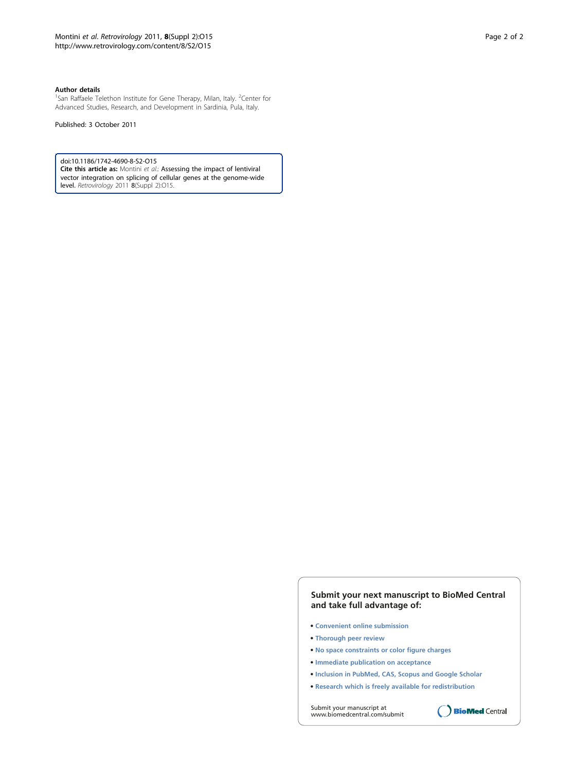**Author details**

[1]San Raffaele Telethon Institute for Gene Therapy, Milan, Italy. [2]Center for Advanced Studies, Research, and Development in Sardinia, Pula, Italy.

Published: 3 October 2011

doi:10.1186/1742-4690-8-S2-O15

**Cite this article as:** Montini *et al.*: Assessing the impact of lentiviral vector integration on splicing of cellular genes at the genome-wide level. *Retrovirology* 2011 **8**(Suppl 2):O15.

**Submit your next manuscript to BioMed Central and take full advantage of:**

- **Convenient online submission**
- **Thorough peer review**
- **No space constraints or color figure charges**
- **Immediate publication on acceptance**
- **Inclusion in PubMed, CAS, Scopus and Google Scholar**
- **Research which is freely available for redistribution**

Submit your manuscript at
www.biomedcentral.com/submit

BioMed Central